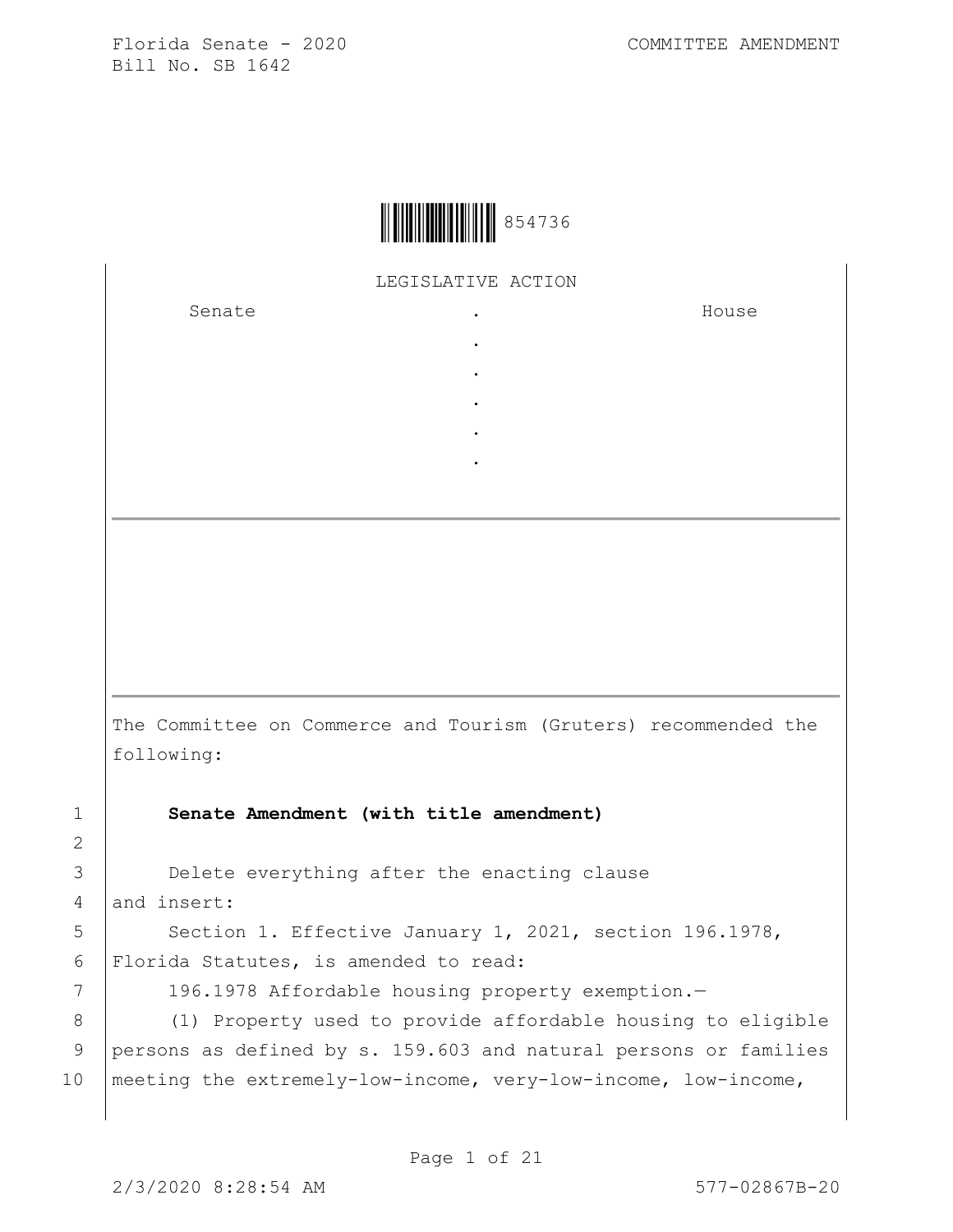Florida Senate - 2020
Bill No. SB 1642

COMMITTEE AMENDMENT

854736

LEGISLATIVE ACTION

| Senate | . | House |
| --- | --- | --- |
| | . | |
| | . | |
| | . | |
| | . | |
| | . | |

The Committee on Commerce and Tourism (Gruters) recommended the following:

1 **Senate Amendment (with title amendment)**

2

3 Delete everything after the enacting clause
4 and insert:
5 Section 1. Effective January 1, 2021, section 196.1978,
6 Florida Statutes, is amended to read:
7 196.1978 Affordable housing property exemption.—
8 (1) Property used to provide affordable housing to eligible
9 persons as defined by s. 159.603 and natural persons or families
10 meeting the extremely-low-income, very-low-income, low-income,

2/3/2020 8:28:54 AM

577-02867B-20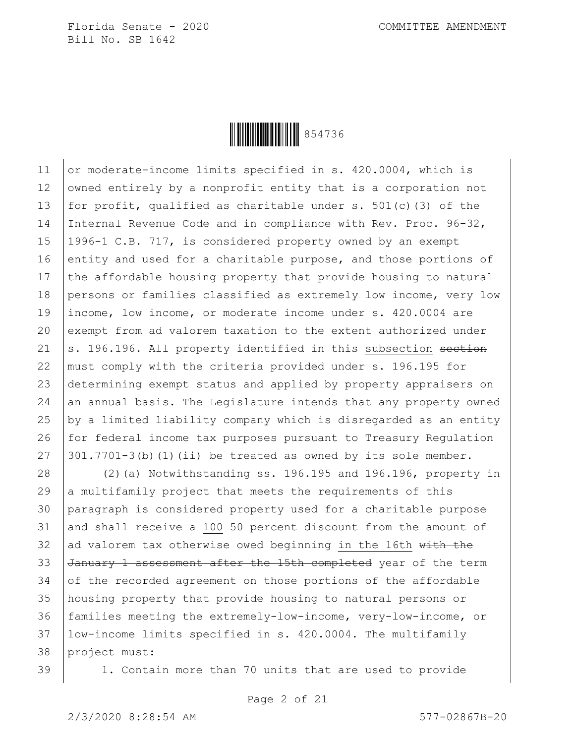or moderate-income limits specified in s. 420.0004, which is owned entirely by a nonprofit entity that is a corporation not for profit, qualified as charitable under s. 501(c)(3) of the Internal Revenue Code and in compliance with Rev. Proc. 96-32, 1996-1 C.B. 717, is considered property owned by an exempt entity and used for a charitable purpose, and those portions of the affordable housing property that provide housing to natural persons or families classified as extremely low income, very low income, low income, or moderate income under s. 420.0004 are exempt from ad valorem taxation to the extent authorized under s. 196.196. All property identified in this <u>subsection</u> ~~section~~ must comply with the criteria provided under s. 196.195 for determining exempt status and applied by property appraisers on an annual basis. The Legislature intends that any property owned by a limited liability company which is disregarded as an entity for federal income tax purposes pursuant to Treasury Regulation 301.7701-3(b)(1)(ii) be treated as owned by its sole member.

(2)(a) Notwithstanding ss. 196.195 and 196.196, property in a multifamily project that meets the requirements of this paragraph is considered property used for a charitable purpose and shall receive a <u>100</u> ~~50~~ percent discount from the amount of ad valorem tax otherwise owed beginning <u>in the 16th</u> ~~with the January 1 assessment after the 15th completed~~ year of the term of the recorded agreement on those portions of the affordable housing property that provide housing to natural persons or families meeting the extremely-low-income, very-low-income, or low-income limits specified in s. 420.0004. The multifamily project must:

1. Contain more than 70 units that are used to provide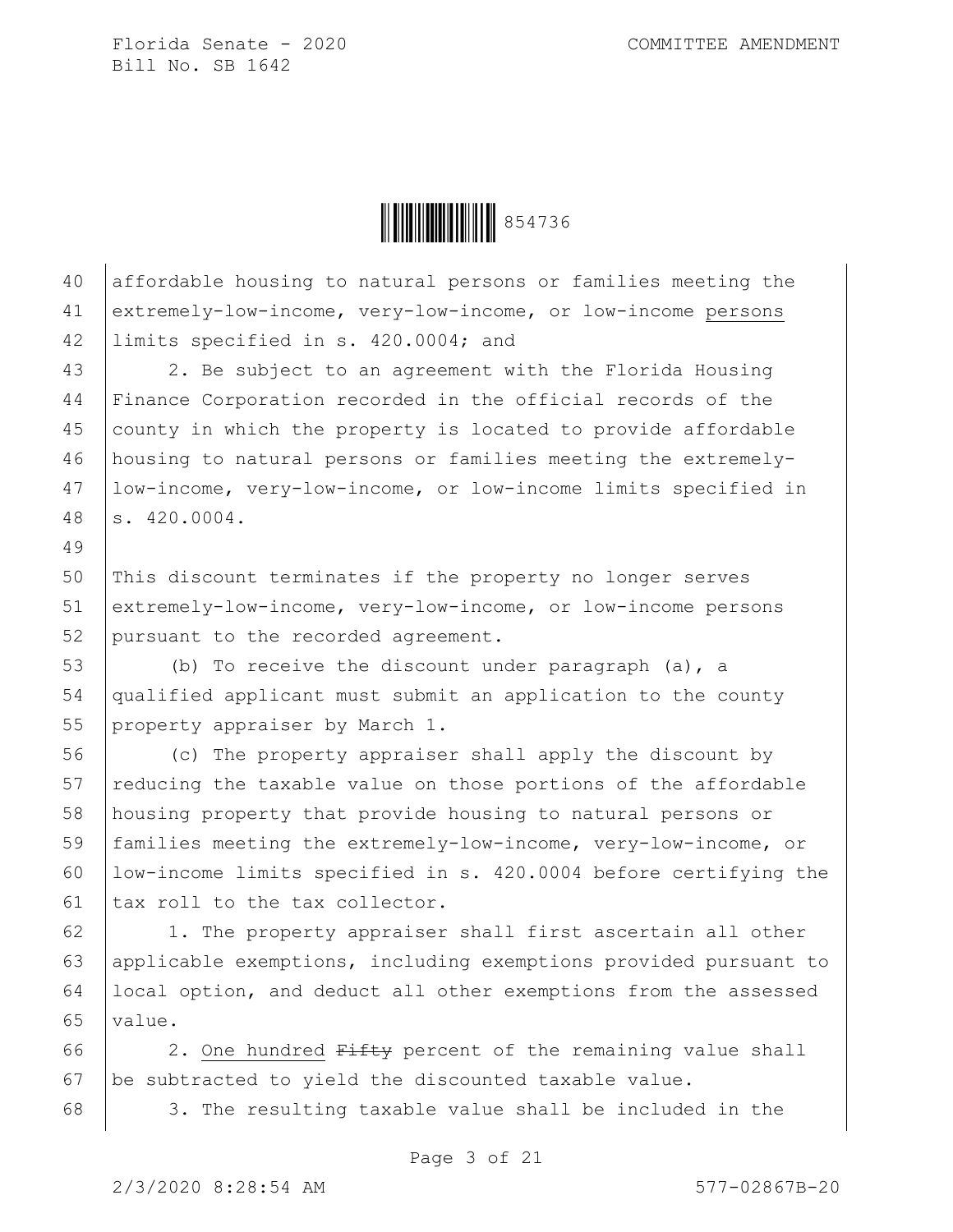affordable housing to natural persons or families meeting the extremely-low-income, very-low-income, or low-income <u>persons</u> limits specified in s. 420.0004; and

2. Be subject to an agreement with the Florida Housing Finance Corporation recorded in the official records of the county in which the property is located to provide affordable housing to natural persons or families meeting the extremely-low-income, very-low-income, or low-income limits specified in s. 420.0004.

This discount terminates if the property no longer serves extremely-low-income, very-low-income, or low-income persons pursuant to the recorded agreement.

(b) To receive the discount under paragraph (a), a qualified applicant must submit an application to the county property appraiser by March 1.

(c) The property appraiser shall apply the discount by reducing the taxable value on those portions of the affordable housing property that provide housing to natural persons or families meeting the extremely-low-income, very-low-income, or low-income limits specified in s. 420.0004 before certifying the tax roll to the tax collector.

1. The property appraiser shall first ascertain all other applicable exemptions, including exemptions provided pursuant to local option, and deduct all other exemptions from the assessed value.

2. <u>One hundred</u> ~~Fifty~~ percent of the remaining value shall be subtracted to yield the discounted taxable value.

3. The resulting taxable value shall be included in the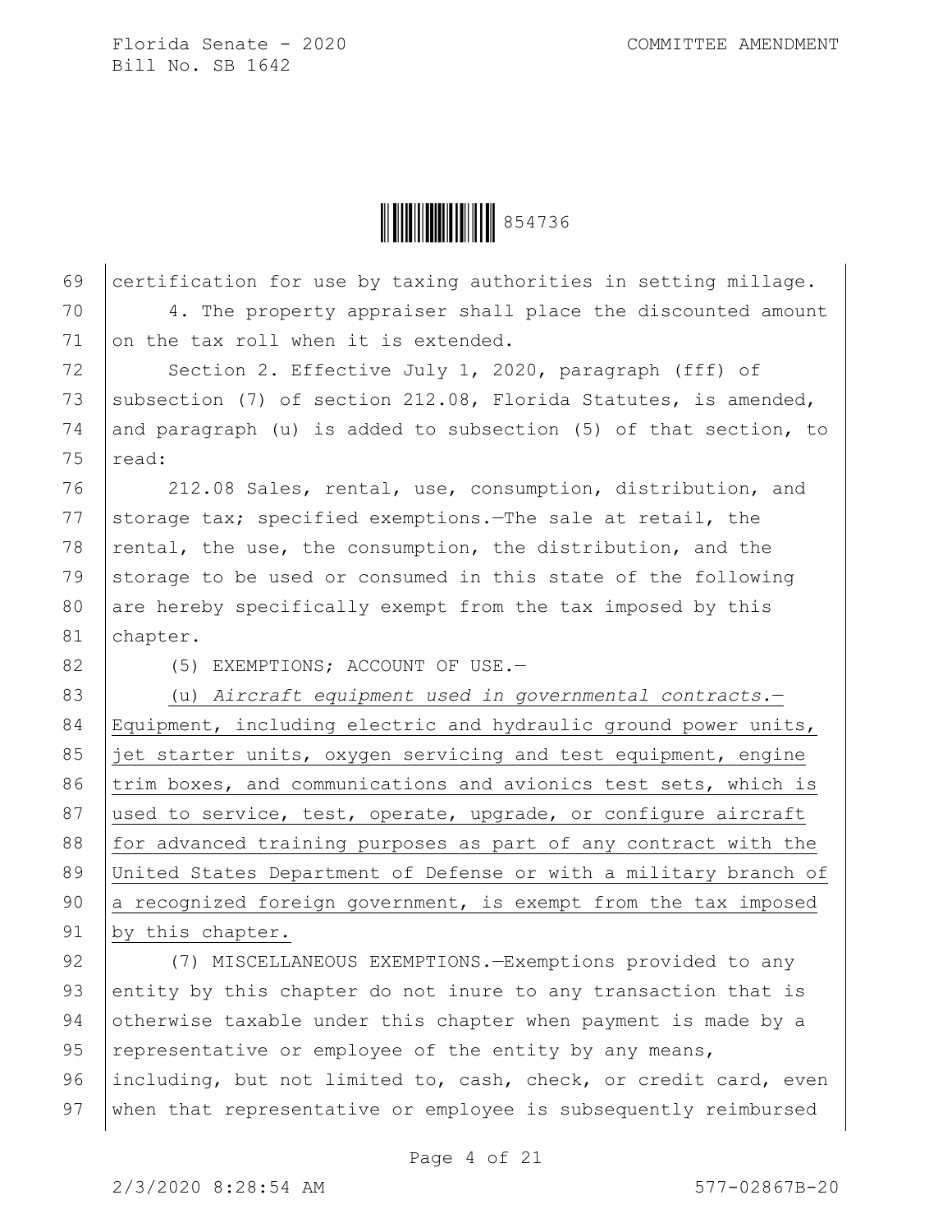certification for use by taxing authorities in setting millage.

4. The property appraiser shall place the discounted amount on the tax roll when it is extended.

Section 2. Effective July 1, 2020, paragraph (fff) of subsection (7) of section 212.08, Florida Statutes, is amended, and paragraph (u) is added to subsection (5) of that section, to read:

212.08 Sales, rental, use, consumption, distribution, and storage tax; specified exemptions.—The sale at retail, the rental, the use, the consumption, the distribution, and the storage to be used or consumed in this state of the following are hereby specifically exempt from the tax imposed by this chapter.

(5) EXEMPTIONS; ACCOUNT OF USE.—

(u) *Aircraft equipment used in governmental contracts.*—Equipment, including electric and hydraulic ground power units, jet starter units, oxygen servicing and test equipment, engine trim boxes, and communications and avionics test sets, which is used to service, test, operate, upgrade, or configure aircraft for advanced training purposes as part of any contract with the United States Department of Defense or with a military branch of a recognized foreign government, is exempt from the tax imposed by this chapter.

(7) MISCELLANEOUS EXEMPTIONS.—Exemptions provided to any entity by this chapter do not inure to any transaction that is otherwise taxable under this chapter when payment is made by a representative or employee of the entity by any means, including, but not limited to, cash, check, or credit card, even when that representative or employee is subsequently reimbursed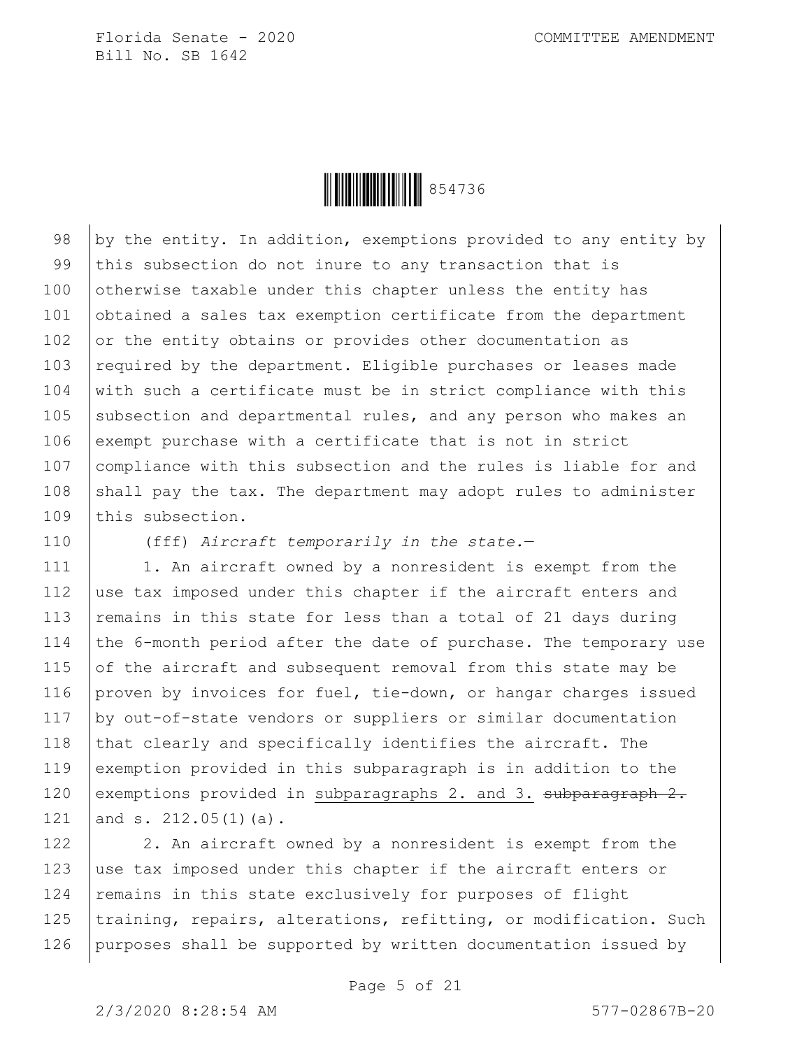by the entity. In addition, exemptions provided to any entity by this subsection do not inure to any transaction that is otherwise taxable under this chapter unless the entity has obtained a sales tax exemption certificate from the department or the entity obtains or provides other documentation as required by the department. Eligible purchases or leases made with such a certificate must be in strict compliance with this subsection and departmental rules, and any person who makes an exempt purchase with a certificate that is not in strict compliance with this subsection and the rules is liable for and shall pay the tax. The department may adopt rules to administer this subsection.

(fff) *Aircraft temporarily in the state.*—

1. An aircraft owned by a nonresident is exempt from the use tax imposed under this chapter if the aircraft enters and remains in this state for less than a total of 21 days during the 6-month period after the date of purchase. The temporary use of the aircraft and subsequent removal from this state may be proven by invoices for fuel, tie-down, or hangar charges issued by out-of-state vendors or suppliers or similar documentation that clearly and specifically identifies the aircraft. The exemption provided in this subparagraph is in addition to the exemptions provided in <u>subparagraphs 2. and 3.</u> ~~subparagraph 2.~~ and s. 212.05(1)(a).

2. An aircraft owned by a nonresident is exempt from the use tax imposed under this chapter if the aircraft enters or remains in this state exclusively for purposes of flight training, repairs, alterations, refitting, or modification. Such purposes shall be supported by written documentation issued by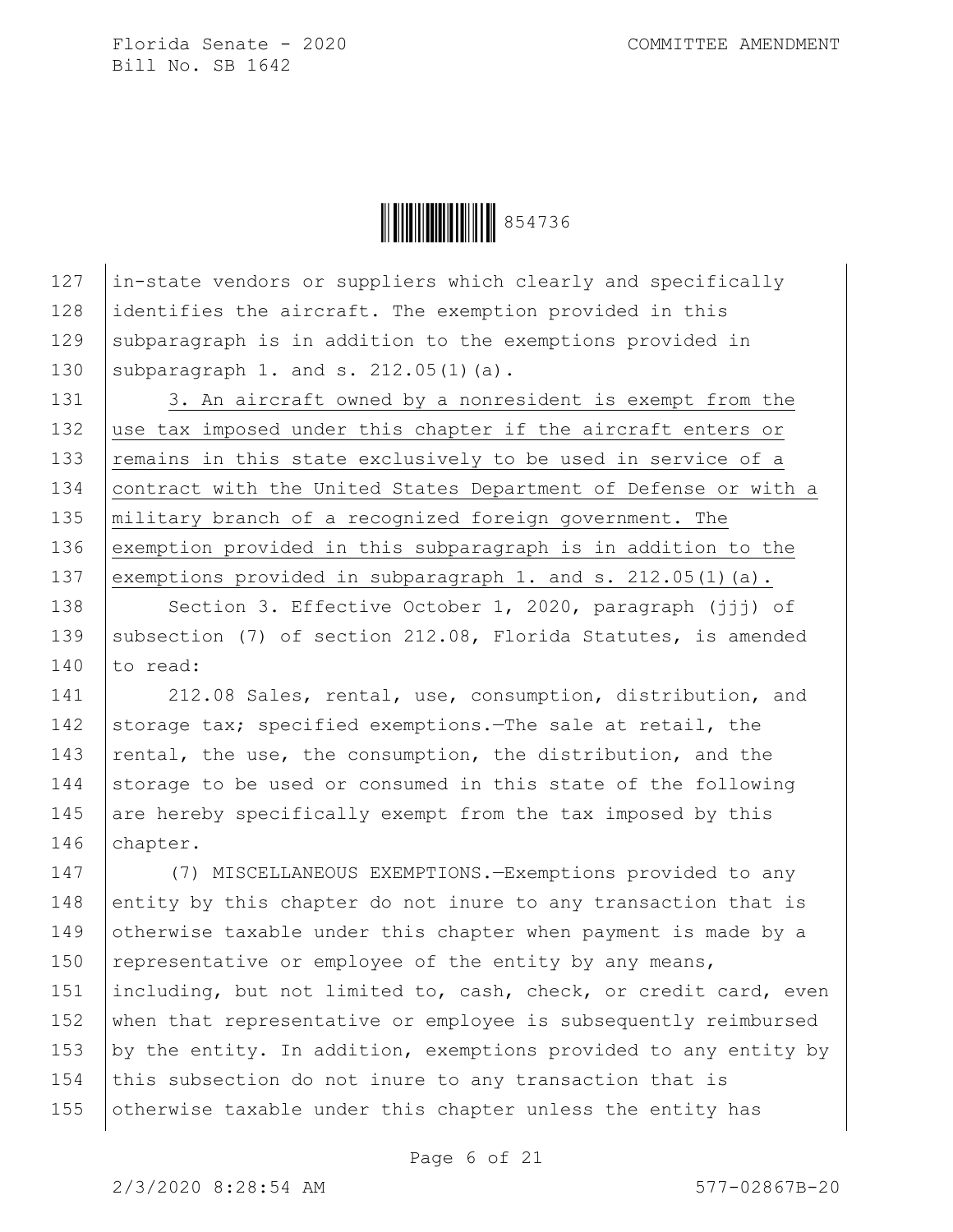in-state vendors or suppliers which clearly and specifically identifies the aircraft. The exemption provided in this subparagraph is in addition to the exemptions provided in subparagraph 1. and s. 212.05(1)(a).

3. An aircraft owned by a nonresident is exempt from the use tax imposed under this chapter if the aircraft enters or remains in this state exclusively to be used in service of a contract with the United States Department of Defense or with a military branch of a recognized foreign government. The exemption provided in this subparagraph is in addition to the exemptions provided in subparagraph 1. and s. 212.05(1)(a).

Section 3. Effective October 1, 2020, paragraph (jjj) of subsection (7) of section 212.08, Florida Statutes, is amended to read:

212.08 Sales, rental, use, consumption, distribution, and storage tax; specified exemptions.—The sale at retail, the rental, the use, the consumption, the distribution, and the storage to be used or consumed in this state of the following are hereby specifically exempt from the tax imposed by this chapter.

(7) MISCELLANEOUS EXEMPTIONS.—Exemptions provided to any entity by this chapter do not inure to any transaction that is otherwise taxable under this chapter when payment is made by a representative or employee of the entity by any means, including, but not limited to, cash, check, or credit card, even when that representative or employee is subsequently reimbursed by the entity. In addition, exemptions provided to any entity by this subsection do not inure to any transaction that is otherwise taxable under this chapter unless the entity has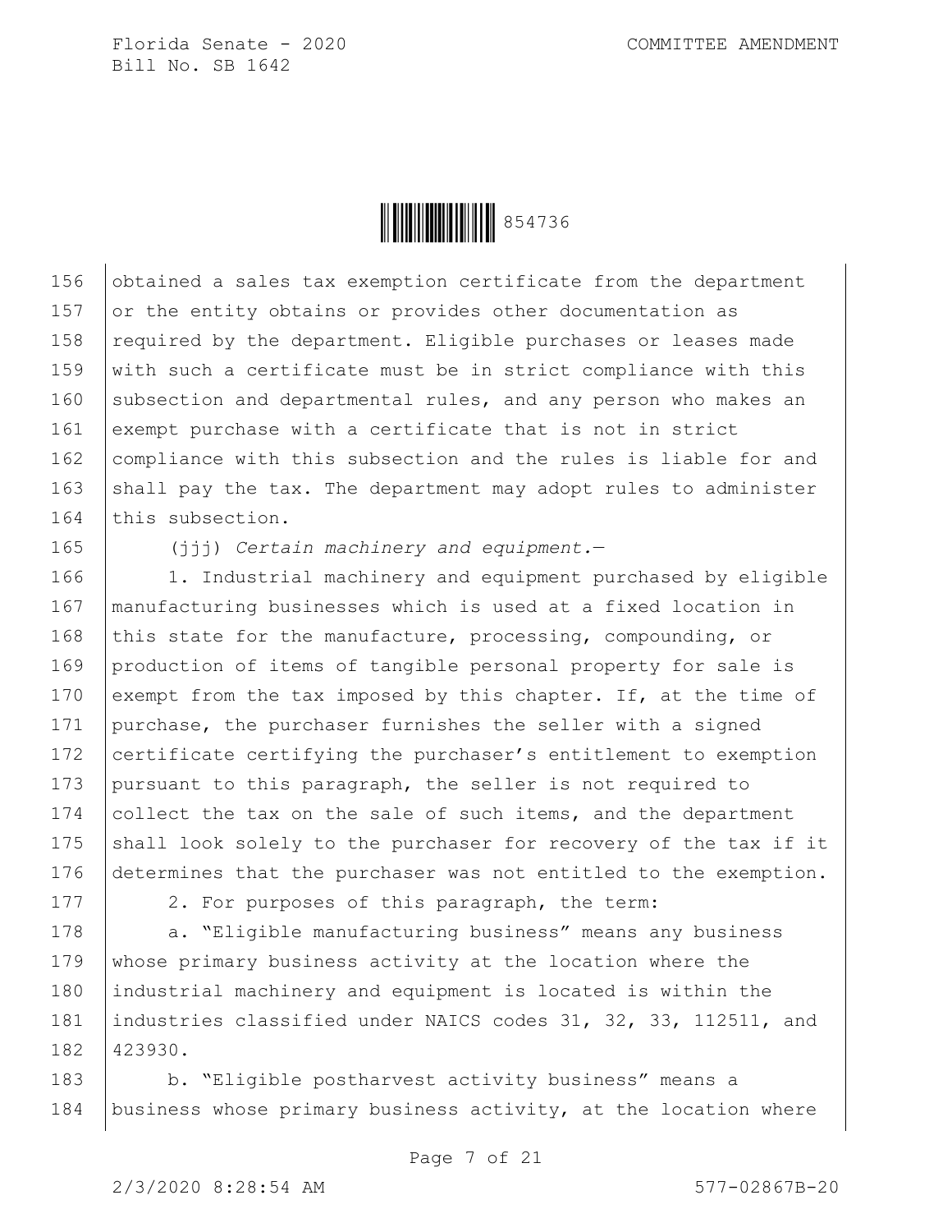obtained a sales tax exemption certificate from the department or the entity obtains or provides other documentation as required by the department. Eligible purchases or leases made with such a certificate must be in strict compliance with this subsection and departmental rules, and any person who makes an exempt purchase with a certificate that is not in strict compliance with this subsection and the rules is liable for and shall pay the tax. The department may adopt rules to administer this subsection.

(jjj) *Certain machinery and equipment.*—

1. Industrial machinery and equipment purchased by eligible manufacturing businesses which is used at a fixed location in this state for the manufacture, processing, compounding, or production of items of tangible personal property for sale is exempt from the tax imposed by this chapter. If, at the time of purchase, the purchaser furnishes the seller with a signed certificate certifying the purchaser's entitlement to exemption pursuant to this paragraph, the seller is not required to collect the tax on the sale of such items, and the department shall look solely to the purchaser for recovery of the tax if it determines that the purchaser was not entitled to the exemption.

2. For purposes of this paragraph, the term:

a. "Eligible manufacturing business" means any business whose primary business activity at the location where the industrial machinery and equipment is located is within the industries classified under NAICS codes 31, 32, 33, 112511, and 423930.

b. "Eligible postharvest activity business" means a business whose primary business activity, at the location where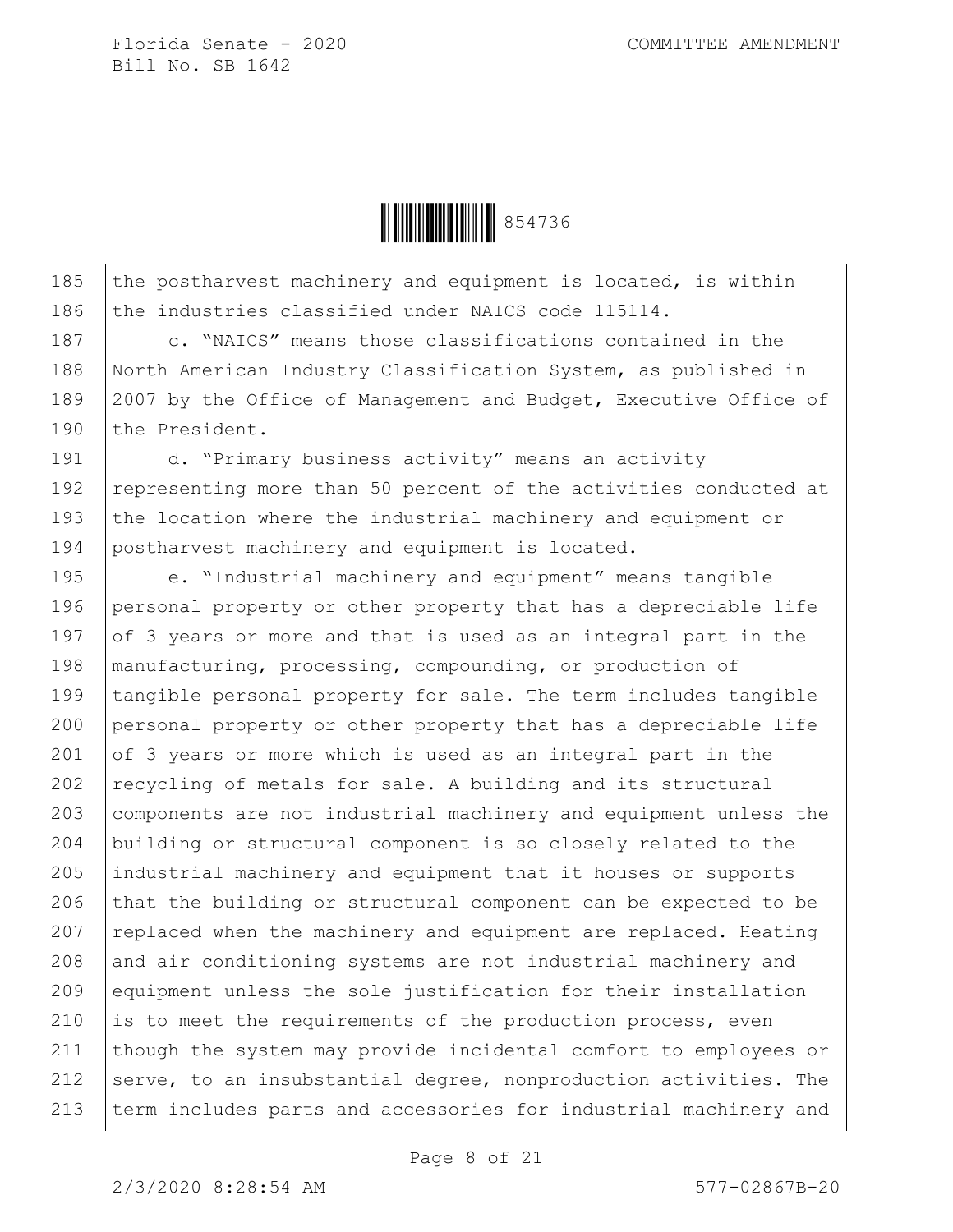the postharvest machinery and equipment is located, is within the industries classified under NAICS code 115114.

c. "NAICS" means those classifications contained in the North American Industry Classification System, as published in 2007 by the Office of Management and Budget, Executive Office of the President.

d. "Primary business activity" means an activity representing more than 50 percent of the activities conducted at the location where the industrial machinery and equipment or postharvest machinery and equipment is located.

e. "Industrial machinery and equipment" means tangible personal property or other property that has a depreciable life of 3 years or more and that is used as an integral part in the manufacturing, processing, compounding, or production of tangible personal property for sale. The term includes tangible personal property or other property that has a depreciable life of 3 years or more which is used as an integral part in the recycling of metals for sale. A building and its structural components are not industrial machinery and equipment unless the building or structural component is so closely related to the industrial machinery and equipment that it houses or supports that the building or structural component can be expected to be replaced when the machinery and equipment are replaced. Heating and air conditioning systems are not industrial machinery and equipment unless the sole justification for their installation is to meet the requirements of the production process, even though the system may provide incidental comfort to employees or serve, to an insubstantial degree, nonproduction activities. The term includes parts and accessories for industrial machinery and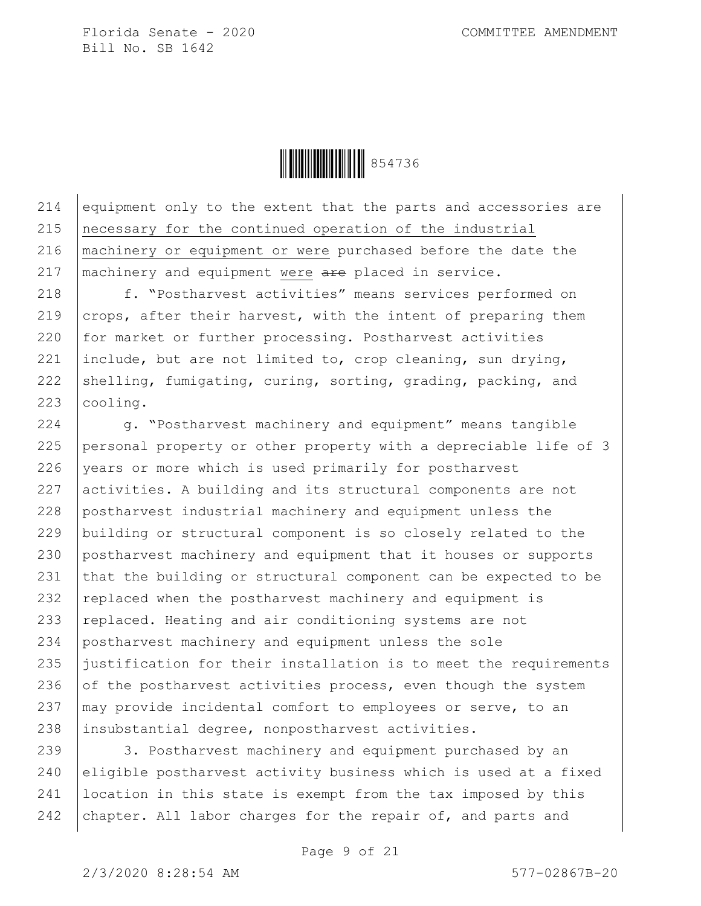equipment only to the extent that the parts and accessories are <u>necessary for the continued operation of the industrial machinery or equipment or were</u> purchased before the date the machinery and equipment <u>were</u> ~~are~~ placed in service.

f. "Postharvest activities" means services performed on crops, after their harvest, with the intent of preparing them for market or further processing. Postharvest activities include, but are not limited to, crop cleaning, sun drying, shelling, fumigating, curing, sorting, grading, packing, and cooling.

g. "Postharvest machinery and equipment" means tangible personal property or other property with a depreciable life of 3 years or more which is used primarily for postharvest activities. A building and its structural components are not postharvest industrial machinery and equipment unless the building or structural component is so closely related to the postharvest machinery and equipment that it houses or supports that the building or structural component can be expected to be replaced when the postharvest machinery and equipment is replaced. Heating and air conditioning systems are not postharvest machinery and equipment unless the sole justification for their installation is to meet the requirements of the postharvest activities process, even though the system may provide incidental comfort to employees or serve, to an insubstantial degree, nonpostharvest activities.

3. Postharvest machinery and equipment purchased by an eligible postharvest activity business which is used at a fixed location in this state is exempt from the tax imposed by this chapter. All labor charges for the repair of, and parts and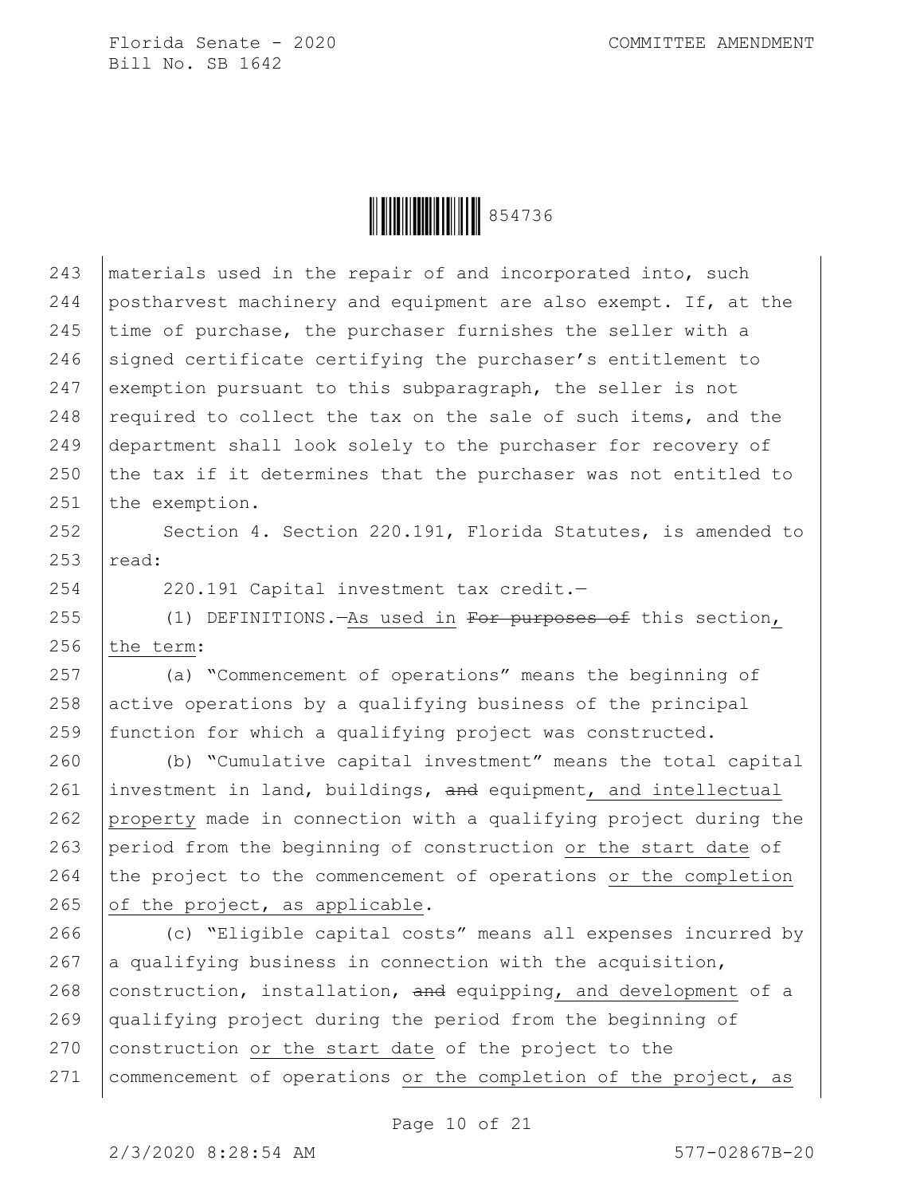243 materials used in the repair of and incorporated into, such
244 postharvest machinery and equipment are also exempt. If, at the
245 time of purchase, the purchaser furnishes the seller with a
246 signed certificate certifying the purchaser's entitlement to
247 exemption pursuant to this subparagraph, the seller is not
248 required to collect the tax on the sale of such items, and the
249 department shall look solely to the purchaser for recovery of
250 the tax if it determines that the purchaser was not entitled to
251 the exemption.

252 Section 4. Section 220.191, Florida Statutes, is amended to
253 read:

254 220.191 Capital investment tax credit.—

255 (1) DEFINITIONS.—As used in ~~For purposes of~~ this section,
256 the term:

257 (a) "Commencement of operations" means the beginning of
258 active operations by a qualifying business of the principal
259 function for which a qualifying project was constructed.

260 (b) "Cumulative capital investment" means the total capital
261 investment in land, buildings, ~~and~~ equipment, and intellectual
262 property made in connection with a qualifying project during the
263 period from the beginning of construction or the start date of
264 the project to the commencement of operations or the completion
265 of the project, as applicable.

266 (c) "Eligible capital costs" means all expenses incurred by
267 a qualifying business in connection with the acquisition,
268 construction, installation, ~~and~~ equipping, and development of a
269 qualifying project during the period from the beginning of
270 construction or the start date of the project to the
271 commencement of operations or the completion of the project, as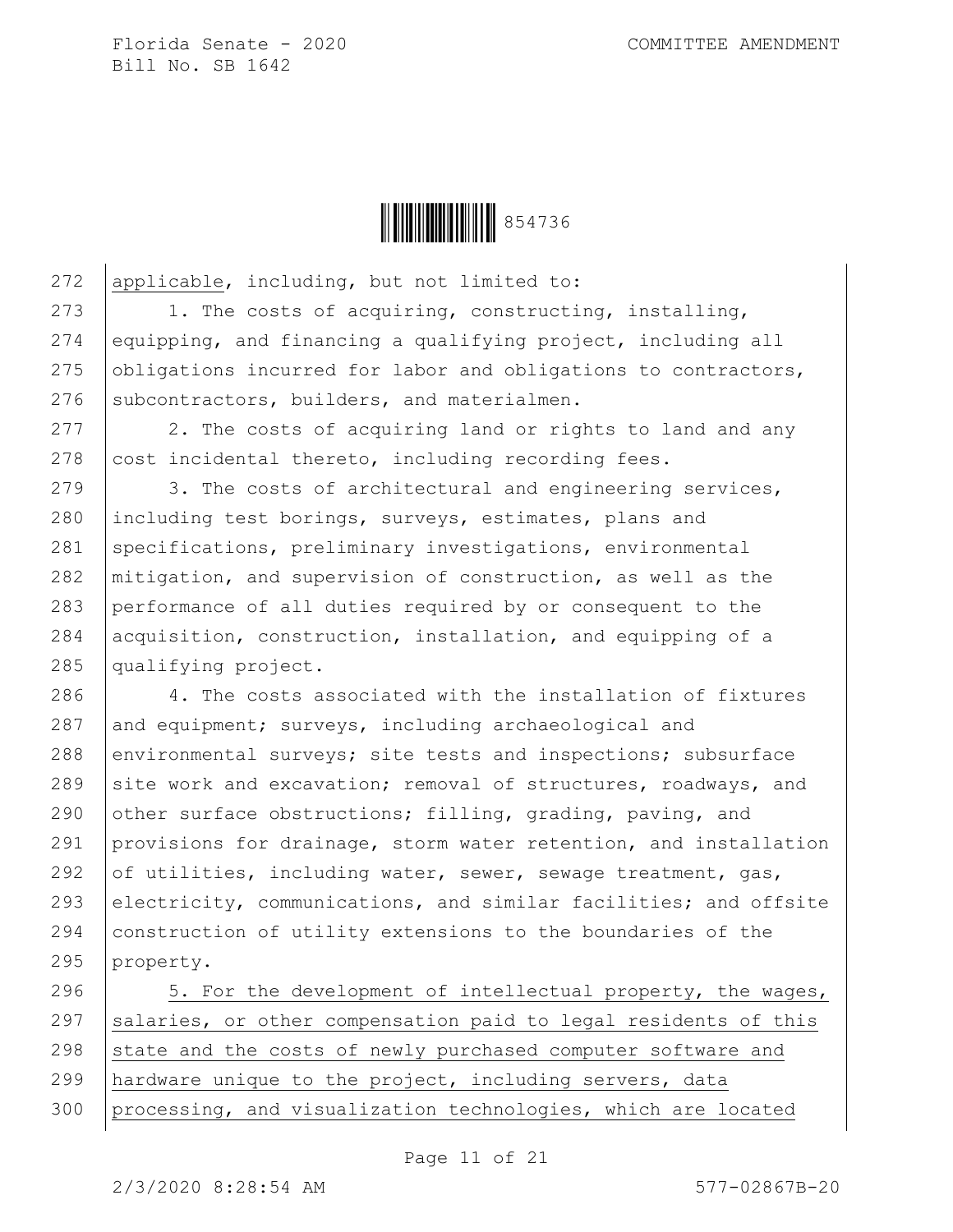applicable, including, but not limited to:

1. The costs of acquiring, constructing, installing, equipping, and financing a qualifying project, including all obligations incurred for labor and obligations to contractors, subcontractors, builders, and materialmen.

2. The costs of acquiring land or rights to land and any cost incidental thereto, including recording fees.

3. The costs of architectural and engineering services, including test borings, surveys, estimates, plans and specifications, preliminary investigations, environmental mitigation, and supervision of construction, as well as the performance of all duties required by or consequent to the acquisition, construction, installation, and equipping of a qualifying project.

4. The costs associated with the installation of fixtures and equipment; surveys, including archaeological and environmental surveys; site tests and inspections; subsurface site work and excavation; removal of structures, roadways, and other surface obstructions; filling, grading, paving, and provisions for drainage, storm water retention, and installation of utilities, including water, sewer, sewage treatment, gas, electricity, communications, and similar facilities; and offsite construction of utility extensions to the boundaries of the property.

5. For the development of intellectual property, the wages, salaries, or other compensation paid to legal residents of this state and the costs of newly purchased computer software and hardware unique to the project, including servers, data processing, and visualization technologies, which are located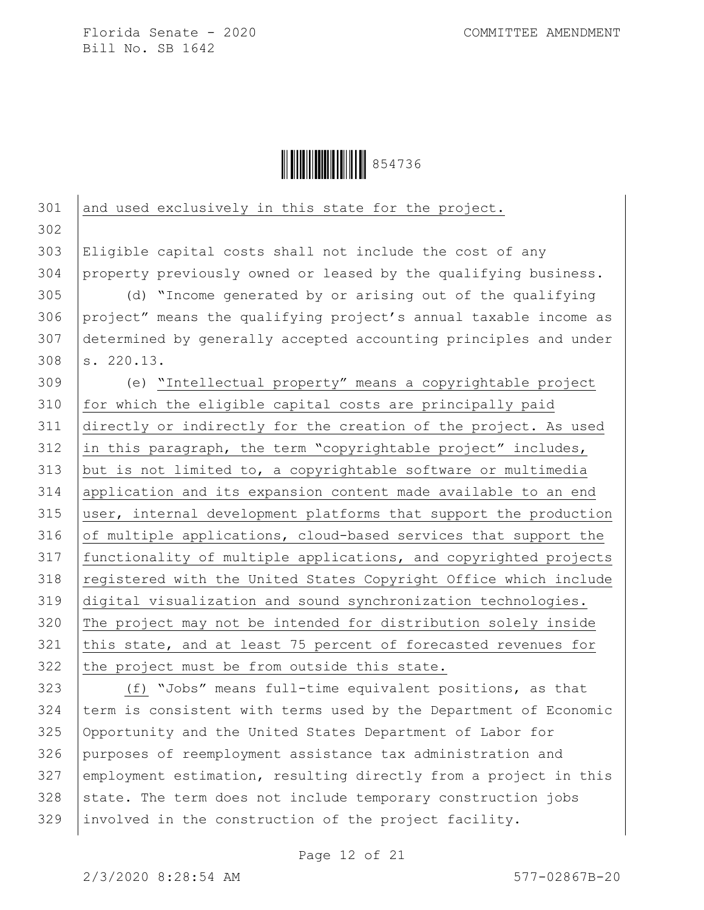and used exclusively in this state for the project.

Eligible capital costs shall not include the cost of any property previously owned or leased by the qualifying business.

(d) "Income generated by or arising out of the qualifying project" means the qualifying project's annual taxable income as determined by generally accepted accounting principles and under s. 220.13.

(e) "Intellectual property" means a copyrightable project for which the eligible capital costs are principally paid directly or indirectly for the creation of the project. As used in this paragraph, the term "copyrightable project" includes, but is not limited to, a copyrightable software or multimedia application and its expansion content made available to an end user, internal development platforms that support the production of multiple applications, cloud-based services that support the functionality of multiple applications, and copyrighted projects registered with the United States Copyright Office which include digital visualization and sound synchronization technologies. The project may not be intended for distribution solely inside this state, and at least 75 percent of forecasted revenues for the project must be from outside this state.

(f) "Jobs" means full-time equivalent positions, as that term is consistent with terms used by the Department of Economic Opportunity and the United States Department of Labor for purposes of reemployment assistance tax administration and employment estimation, resulting directly from a project in this state. The term does not include temporary construction jobs involved in the construction of the project facility.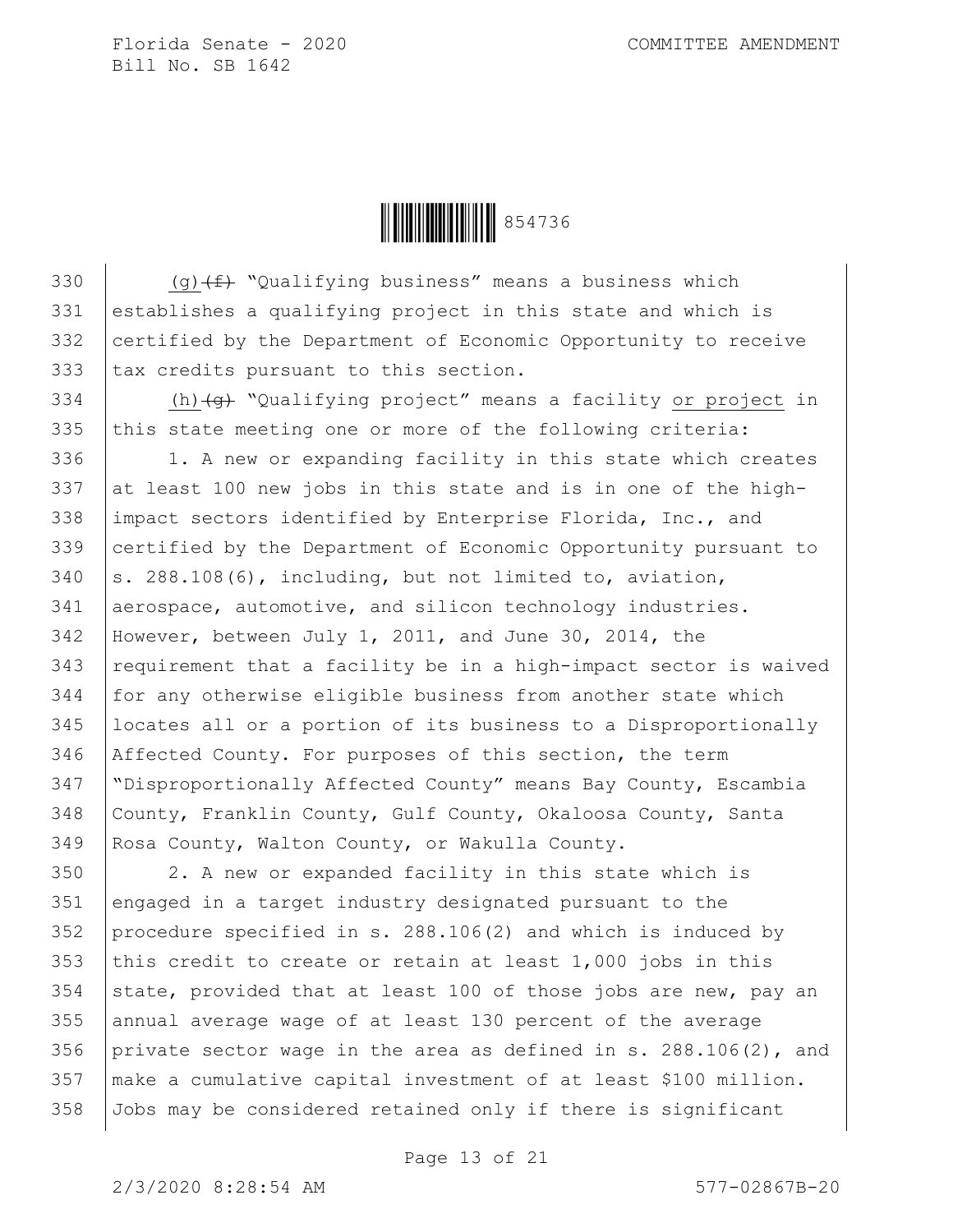(g)(f) "Qualifying business" means a business which establishes a qualifying project in this state and which is certified by the Department of Economic Opportunity to receive tax credits pursuant to this section.

(h)(g) "Qualifying project" means a facility or project in this state meeting one or more of the following criteria:

1. A new or expanding facility in this state which creates at least 100 new jobs in this state and is in one of the high-impact sectors identified by Enterprise Florida, Inc., and certified by the Department of Economic Opportunity pursuant to s. 288.108(6), including, but not limited to, aviation, aerospace, automotive, and silicon technology industries. However, between July 1, 2011, and June 30, 2014, the requirement that a facility be in a high-impact sector is waived for any otherwise eligible business from another state which locates all or a portion of its business to a Disproportionally Affected County. For purposes of this section, the term "Disproportionally Affected County" means Bay County, Escambia County, Franklin County, Gulf County, Okaloosa County, Santa Rosa County, Walton County, or Wakulla County.

2. A new or expanded facility in this state which is engaged in a target industry designated pursuant to the procedure specified in s. 288.106(2) and which is induced by this credit to create or retain at least 1,000 jobs in this state, provided that at least 100 of those jobs are new, pay an annual average wage of at least 130 percent of the average private sector wage in the area as defined in s. 288.106(2), and make a cumulative capital investment of at least $100 million. Jobs may be considered retained only if there is significant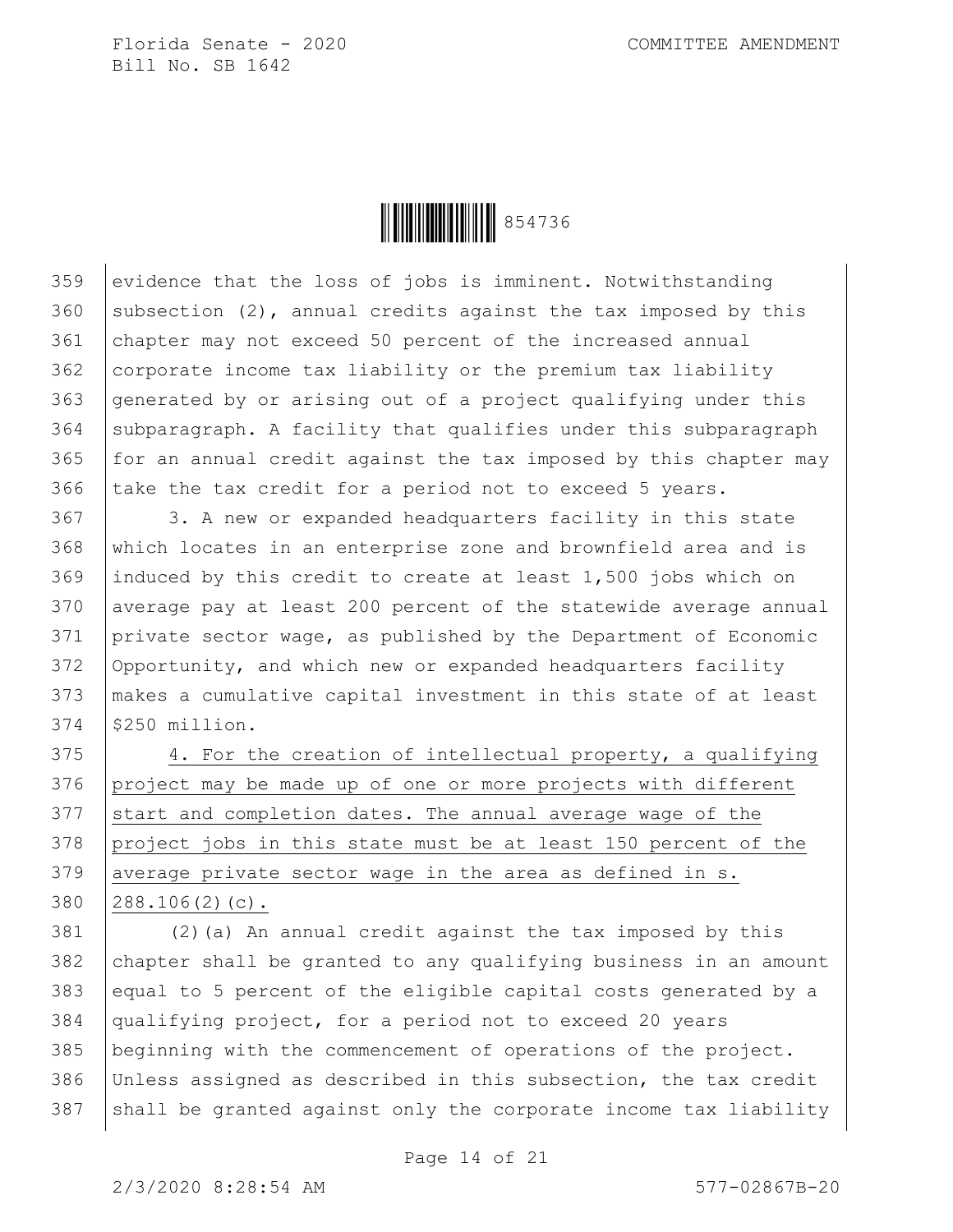evidence that the loss of jobs is imminent. Notwithstanding subsection (2), annual credits against the tax imposed by this chapter may not exceed 50 percent of the increased annual corporate income tax liability or the premium tax liability generated by or arising out of a project qualifying under this subparagraph. A facility that qualifies under this subparagraph for an annual credit against the tax imposed by this chapter may take the tax credit for a period not to exceed 5 years.

3. A new or expanded headquarters facility in this state which locates in an enterprise zone and brownfield area and is induced by this credit to create at least 1,500 jobs which on average pay at least 200 percent of the statewide average annual private sector wage, as published by the Department of Economic Opportunity, and which new or expanded headquarters facility makes a cumulative capital investment in this state of at least $250 million.

4. For the creation of intellectual property, a qualifying project may be made up of one or more projects with different start and completion dates. The annual average wage of the project jobs in this state must be at least 150 percent of the average private sector wage in the area as defined in s. 288.106(2)(c).

(2)(a) An annual credit against the tax imposed by this chapter shall be granted to any qualifying business in an amount equal to 5 percent of the eligible capital costs generated by a qualifying project, for a period not to exceed 20 years beginning with the commencement of operations of the project. Unless assigned as described in this subsection, the tax credit shall be granted against only the corporate income tax liability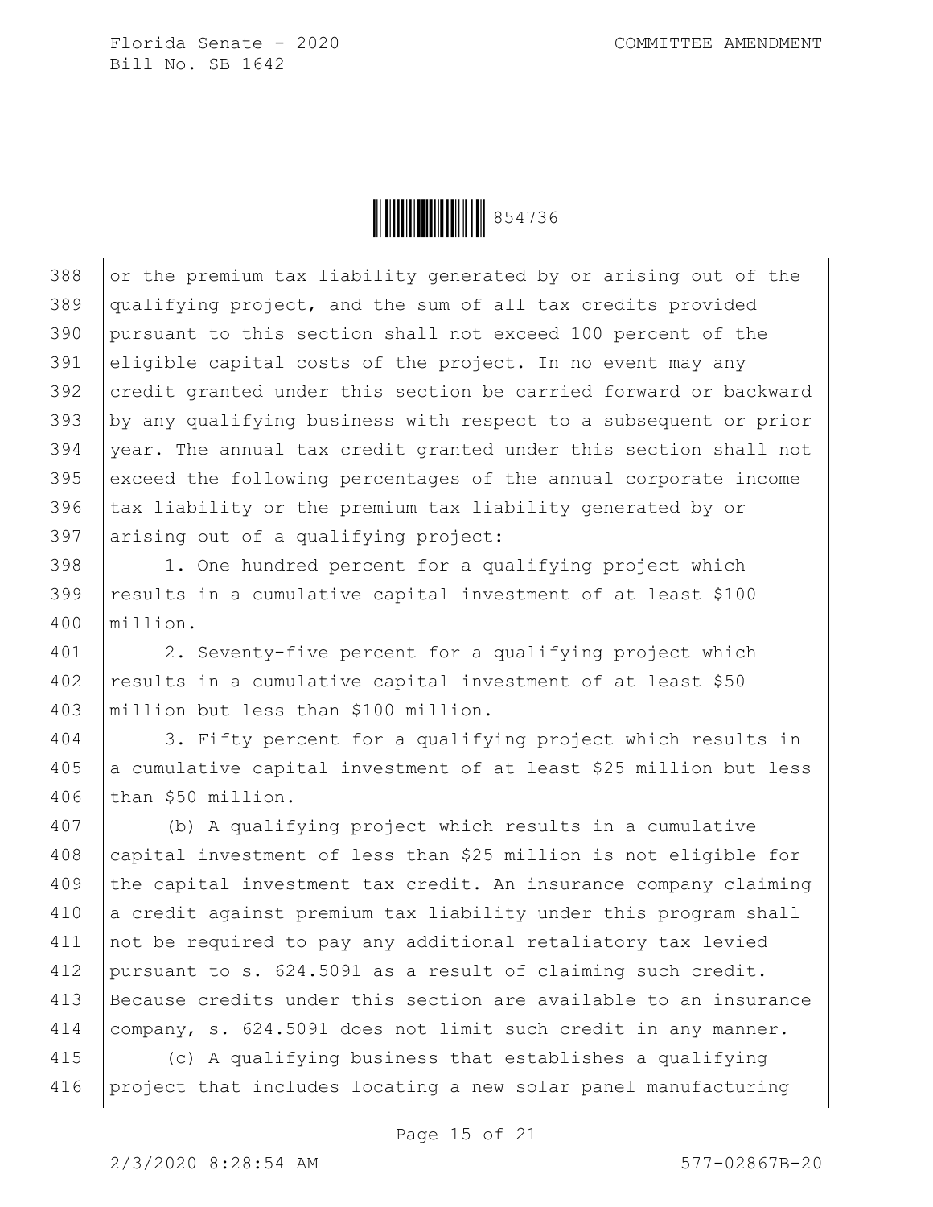or the premium tax liability generated by or arising out of the qualifying project, and the sum of all tax credits provided pursuant to this section shall not exceed 100 percent of the eligible capital costs of the project. In no event may any credit granted under this section be carried forward or backward by any qualifying business with respect to a subsequent or prior year. The annual tax credit granted under this section shall not exceed the following percentages of the annual corporate income tax liability or the premium tax liability generated by or arising out of a qualifying project:

1. One hundred percent for a qualifying project which results in a cumulative capital investment of at least $100 million.

2. Seventy-five percent for a qualifying project which results in a cumulative capital investment of at least $50 million but less than $100 million.

3. Fifty percent for a qualifying project which results in a cumulative capital investment of at least $25 million but less than $50 million.

(b) A qualifying project which results in a cumulative capital investment of less than $25 million is not eligible for the capital investment tax credit. An insurance company claiming a credit against premium tax liability under this program shall not be required to pay any additional retaliatory tax levied pursuant to s. 624.5091 as a result of claiming such credit. Because credits under this section are available to an insurance company, s. 624.5091 does not limit such credit in any manner.

(c) A qualifying business that establishes a qualifying project that includes locating a new solar panel manufacturing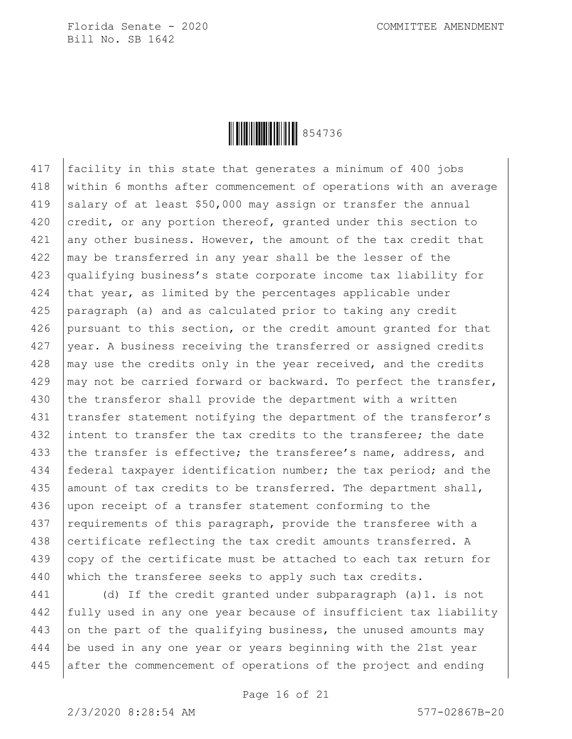facility in this state that generates a minimum of 400 jobs within 6 months after commencement of operations with an average salary of at least $50,000 may assign or transfer the annual credit, or any portion thereof, granted under this section to any other business. However, the amount of the tax credit that may be transferred in any year shall be the lesser of the qualifying business's state corporate income tax liability for that year, as limited by the percentages applicable under paragraph (a) and as calculated prior to taking any credit pursuant to this section, or the credit amount granted for that year. A business receiving the transferred or assigned credits may use the credits only in the year received, and the credits may not be carried forward or backward. To perfect the transfer, the transferor shall provide the department with a written transfer statement notifying the department of the transferor's intent to transfer the tax credits to the transferee; the date the transfer is effective; the transferee's name, address, and federal taxpayer identification number; the tax period; and the amount of tax credits to be transferred. The department shall, upon receipt of a transfer statement conforming to the requirements of this paragraph, provide the transferee with a certificate reflecting the tax credit amounts transferred. A copy of the certificate must be attached to each tax return for which the transferee seeks to apply such tax credits.

(d) If the credit granted under subparagraph (a)1. is not fully used in any one year because of insufficient tax liability on the part of the qualifying business, the unused amounts may be used in any one year or years beginning with the 21st year after the commencement of operations of the project and ending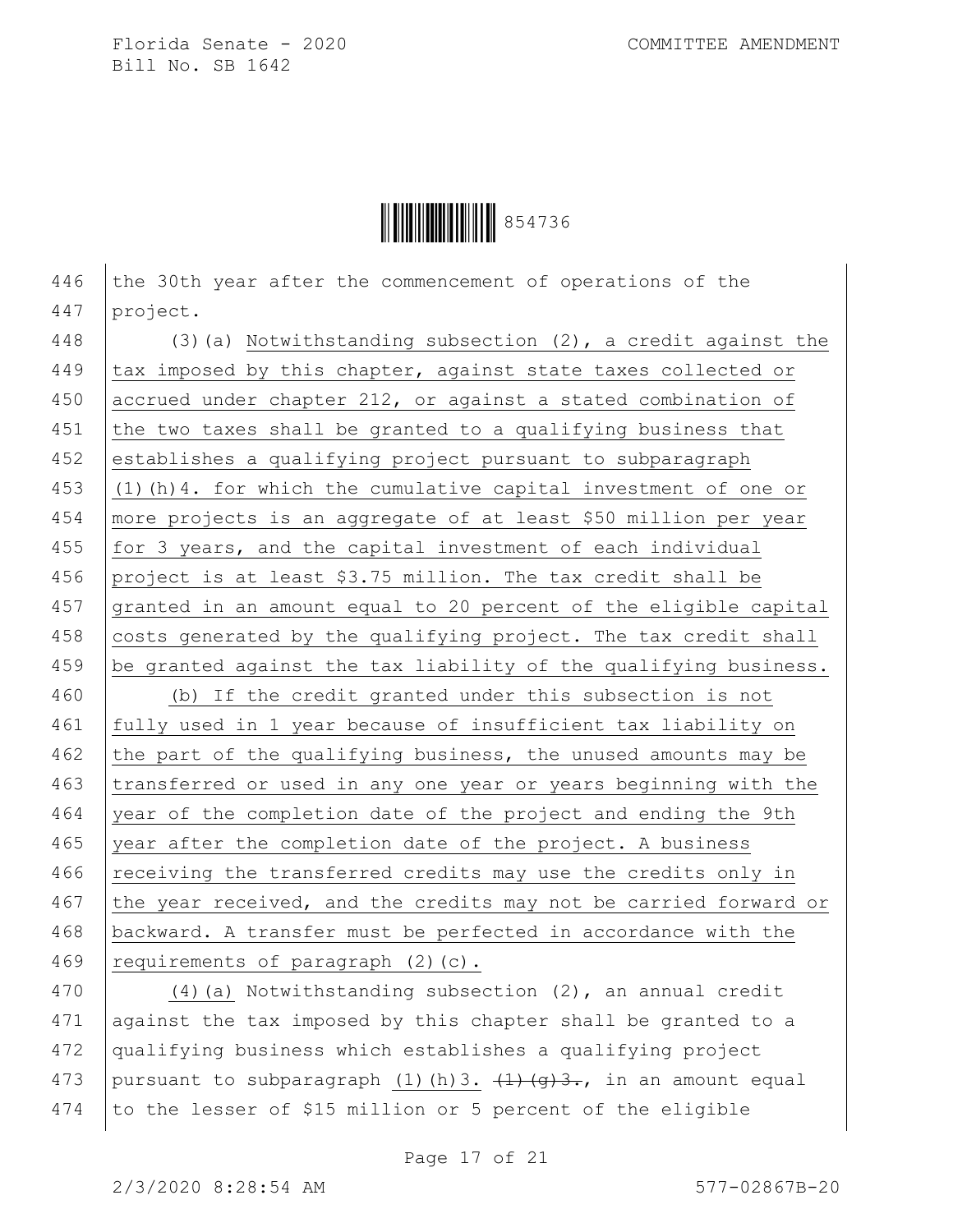the 30th year after the commencement of operations of the project.

(3)(a) Notwithstanding subsection (2), a credit against the tax imposed by this chapter, against state taxes collected or accrued under chapter 212, or against a stated combination of the two taxes shall be granted to a qualifying business that establishes a qualifying project pursuant to subparagraph (1)(h)4. for which the cumulative capital investment of one or more projects is an aggregate of at least $50 million per year for 3 years, and the capital investment of each individual project is at least $3.75 million. The tax credit shall be granted in an amount equal to 20 percent of the eligible capital costs generated by the qualifying project. The tax credit shall be granted against the tax liability of the qualifying business.

(b) If the credit granted under this subsection is not fully used in 1 year because of insufficient tax liability on the part of the qualifying business, the unused amounts may be transferred or used in any one year or years beginning with the year of the completion date of the project and ending the 9th year after the completion date of the project. A business receiving the transferred credits may use the credits only in the year received, and the credits may not be carried forward or backward. A transfer must be perfected in accordance with the requirements of paragraph (2)(c).

(4)(a) Notwithstanding subsection (2), an annual credit against the tax imposed by this chapter shall be granted to a qualifying business which establishes a qualifying project pursuant to subparagraph (1)(h)3. ~~(1)(g)3.~~, in an amount equal to the lesser of $15 million or 5 percent of the eligible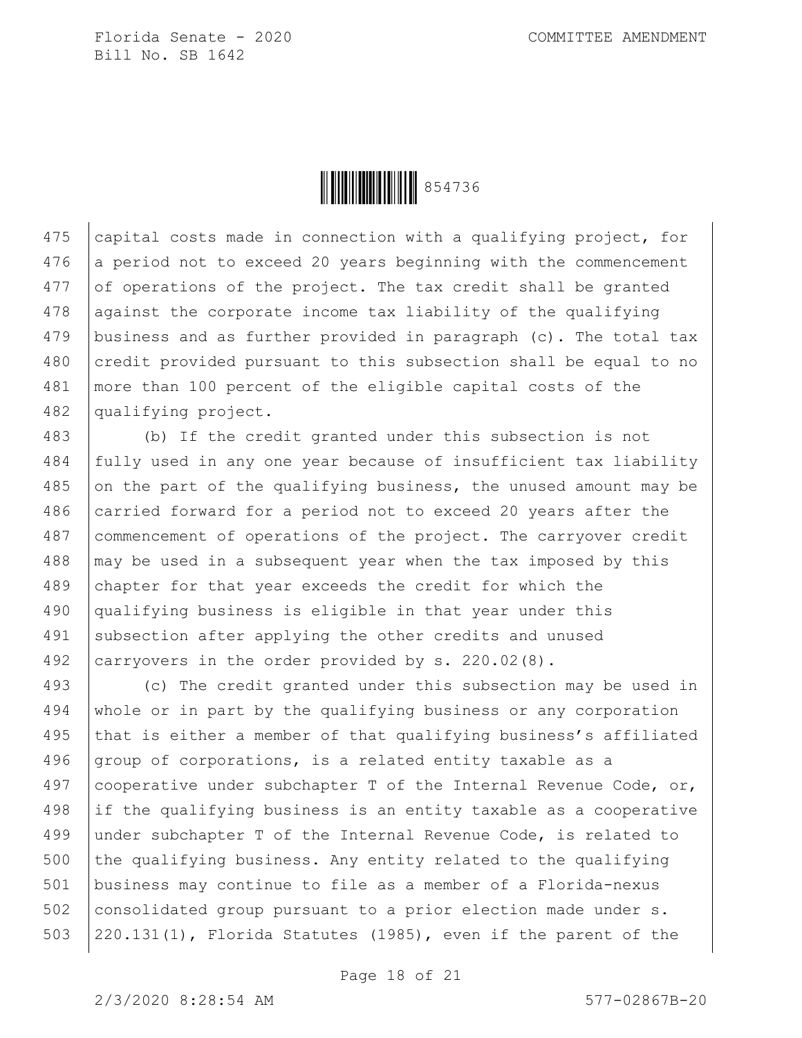capital costs made in connection with a qualifying project, for a period not to exceed 20 years beginning with the commencement of operations of the project. The tax credit shall be granted against the corporate income tax liability of the qualifying business and as further provided in paragraph (c). The total tax credit provided pursuant to this subsection shall be equal to no more than 100 percent of the eligible capital costs of the qualifying project.

(b) If the credit granted under this subsection is not fully used in any one year because of insufficient tax liability on the part of the qualifying business, the unused amount may be carried forward for a period not to exceed 20 years after the commencement of operations of the project. The carryover credit may be used in a subsequent year when the tax imposed by this chapter for that year exceeds the credit for which the qualifying business is eligible in that year under this subsection after applying the other credits and unused carryovers in the order provided by s. 220.02(8).

(c) The credit granted under this subsection may be used in whole or in part by the qualifying business or any corporation that is either a member of that qualifying business's affiliated group of corporations, is a related entity taxable as a cooperative under subchapter T of the Internal Revenue Code, or, if the qualifying business is an entity taxable as a cooperative under subchapter T of the Internal Revenue Code, is related to the qualifying business. Any entity related to the qualifying business may continue to file as a member of a Florida-nexus consolidated group pursuant to a prior election made under s. 220.131(1), Florida Statutes (1985), even if the parent of the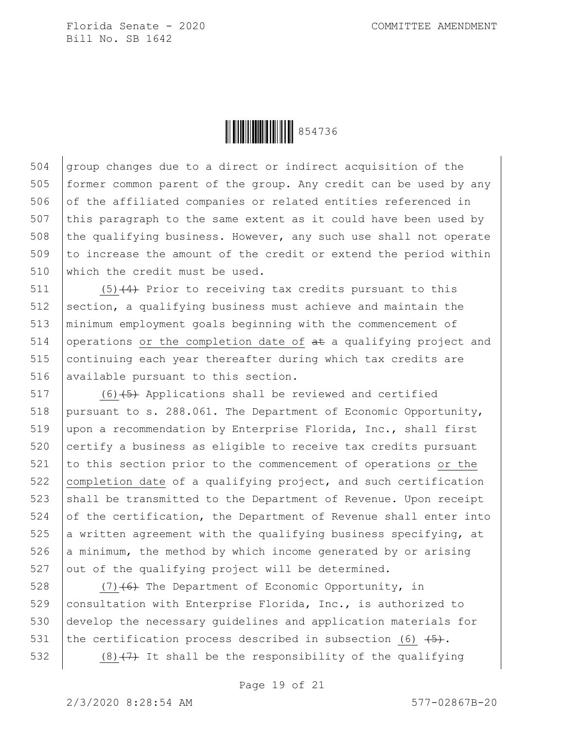group changes due to a direct or indirect acquisition of the former common parent of the group. Any credit can be used by any of the affiliated companies or related entities referenced in this paragraph to the same extent as it could have been used by the qualifying business. However, any such use shall not operate to increase the amount of the credit or extend the period within which the credit must be used.

(5)~~(4)~~ Prior to receiving tax credits pursuant to this section, a qualifying business must achieve and maintain the minimum employment goals beginning with the commencement of operations <u>or the completion date of</u> ~~at~~ a qualifying project and continuing each year thereafter during which tax credits are available pursuant to this section.

(6)~~(5)~~ Applications shall be reviewed and certified pursuant to s. 288.061. The Department of Economic Opportunity, upon a recommendation by Enterprise Florida, Inc., shall first certify a business as eligible to receive tax credits pursuant to this section prior to the commencement of operations <u>or the completion date</u> of a qualifying project, and such certification shall be transmitted to the Department of Revenue. Upon receipt of the certification, the Department of Revenue shall enter into a written agreement with the qualifying business specifying, at a minimum, the method by which income generated by or arising out of the qualifying project will be determined.

(7)~~(6)~~ The Department of Economic Opportunity, in consultation with Enterprise Florida, Inc., is authorized to develop the necessary guidelines and application materials for the certification process described in subsection <u>(6)</u> ~~(5)~~.

(8)~~(7)~~ It shall be the responsibility of the qualifying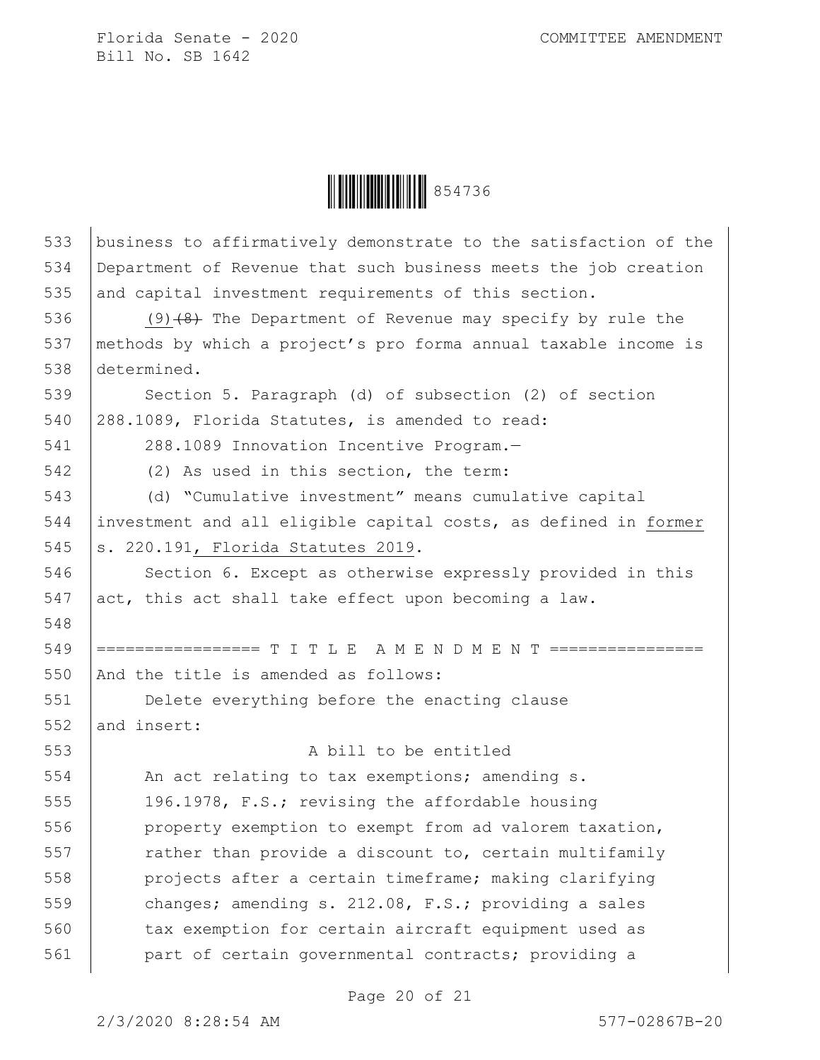business to affirmatively demonstrate to the satisfaction of the Department of Revenue that such business meets the job creation and capital investment requirements of this section.

(9)~~(8)~~ The Department of Revenue may specify by rule the methods by which a project's pro forma annual taxable income is determined.

Section 5. Paragraph (d) of subsection (2) of section 288.1089, Florida Statutes, is amended to read:

288.1089 Innovation Incentive Program.—

(2) As used in this section, the term:

(d) "Cumulative investment" means cumulative capital investment and all eligible capital costs, as defined in former s. 220.191, Florida Statutes 2019.

Section 6. Except as otherwise expressly provided in this act, this act shall take effect upon becoming a law.

================= T I T L E  A M E N D M E N T ================

And the title is amended as follows:

Delete everything before the enacting clause and insert:

A bill to be entitled

An act relating to tax exemptions; amending s. 196.1978, F.S.; revising the affordable housing property exemption to exempt from ad valorem taxation, rather than provide a discount to, certain multifamily projects after a certain timeframe; making clarifying changes; amending s. 212.08, F.S.; providing a sales tax exemption for certain aircraft equipment used as part of certain governmental contracts; providing a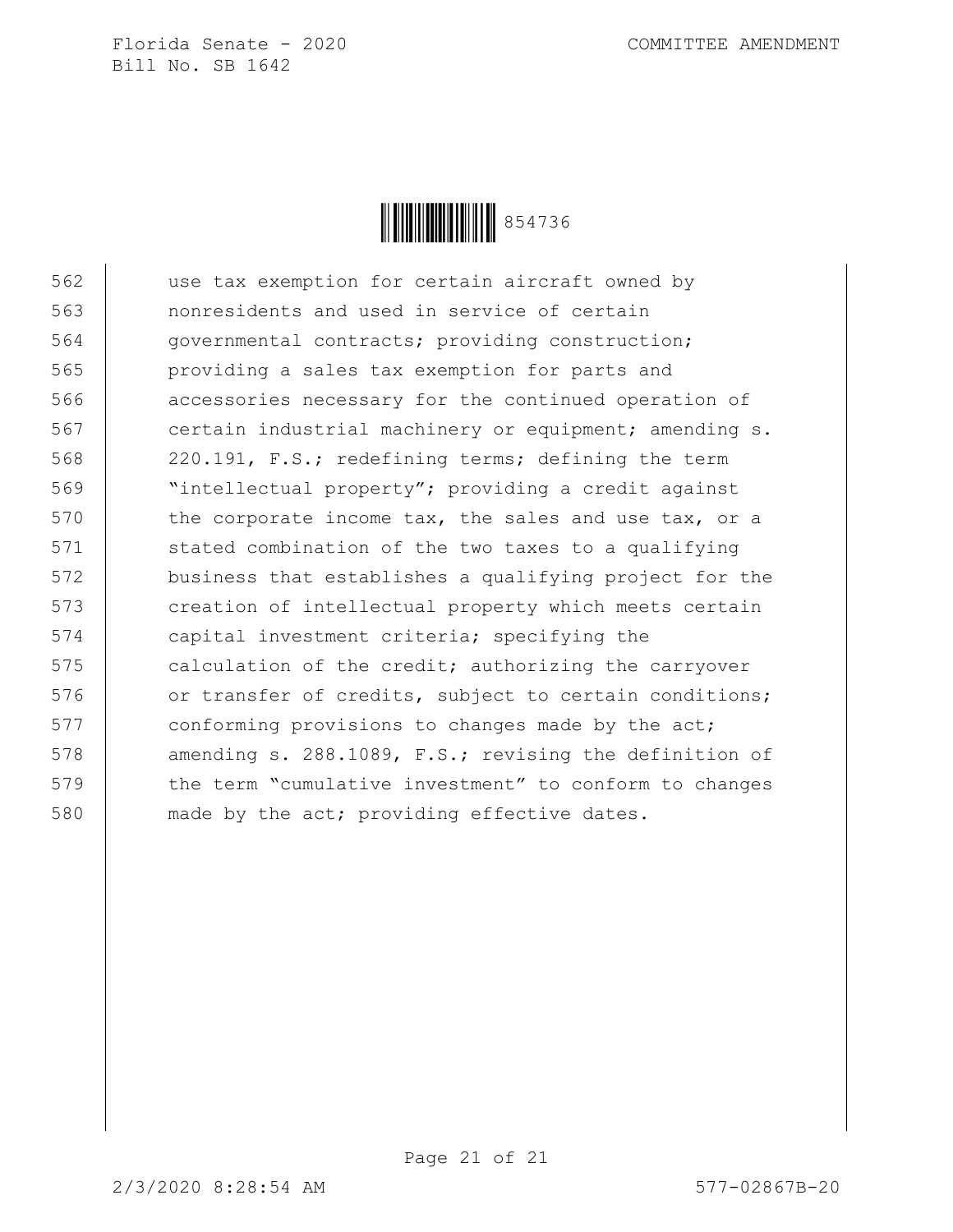562 use tax exemption for certain aircraft owned by
563 nonresidents and used in service of certain
564 governmental contracts; providing construction;
565 providing a sales tax exemption for parts and
566 accessories necessary for the continued operation of
567 certain industrial machinery or equipment; amending s.
568 220.191, F.S.; redefining terms; defining the term
569 "intellectual property"; providing a credit against
570 the corporate income tax, the sales and use tax, or a
571 stated combination of the two taxes to a qualifying
572 business that establishes a qualifying project for the
573 creation of intellectual property which meets certain
574 capital investment criteria; specifying the
575 calculation of the credit; authorizing the carryover
576 or transfer of credits, subject to certain conditions;
577 conforming provisions to changes made by the act;
578 amending s. 288.1089, F.S.; revising the definition of
579 the term "cumulative investment" to conform to changes
580 made by the act; providing effective dates.